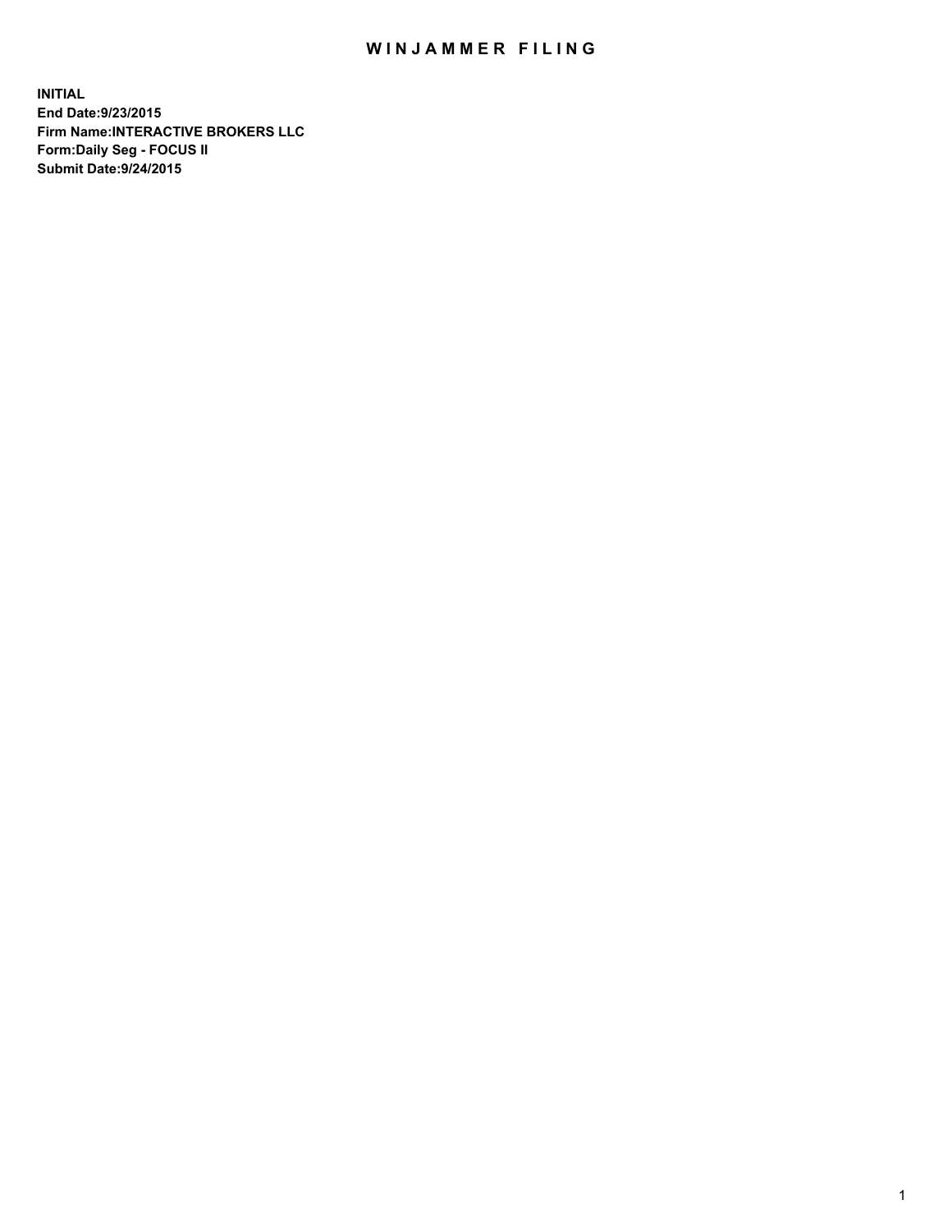# WINJAMMER FILING

**INITIAL**
**End Date:9/23/2015**
**Firm Name:INTERACTIVE BROKERS LLC**
**Form:Daily Seg - FOCUS II**
**Submit Date:9/24/2015**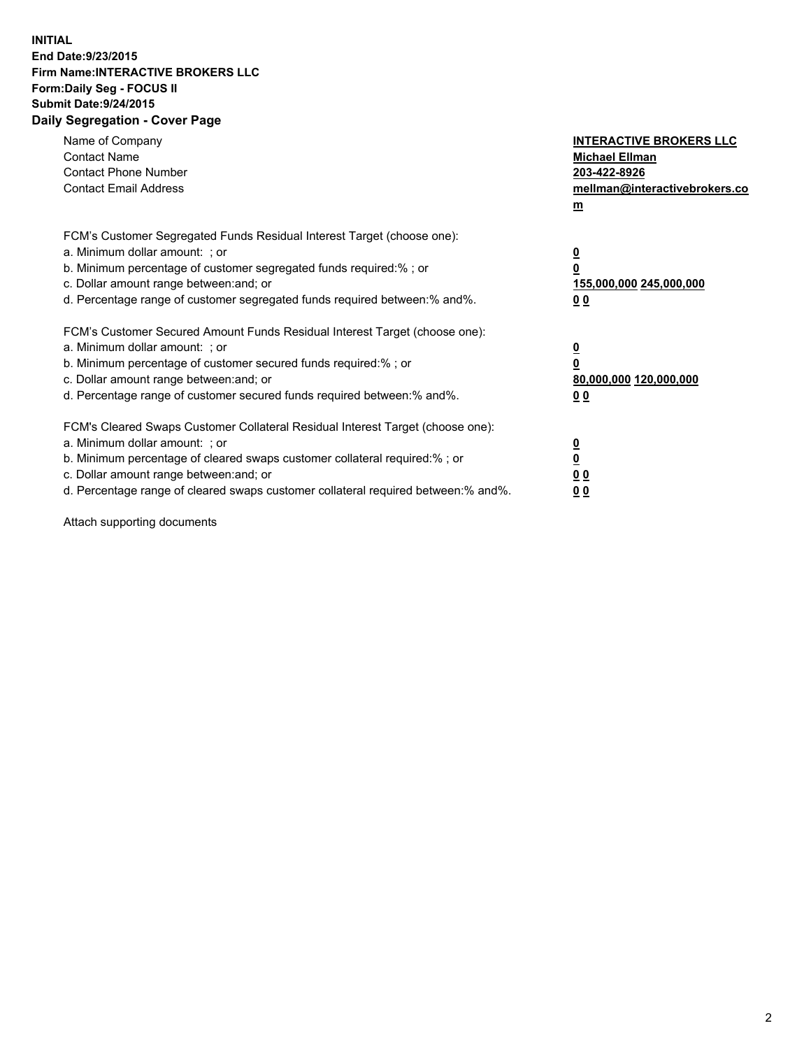**INITIAL**
**End Date:9/23/2015**
**Firm Name:INTERACTIVE BROKERS LLC**
**Form:Daily Seg - FOCUS II**
**Submit Date:9/24/2015**

## Daily Segregation - Cover Page

| | |
|---|---|
| Name of Company | **INTERACTIVE BROKERS LLC** |
| Contact Name | **Michael Ellman** |
| Contact Phone Number | **203-422-8926** |
| Contact Email Address | **mellman@interactivebrokers.com** |

FCM's Customer Segregated Funds Residual Interest Target (choose one):

| | |
|---|---|
| a. Minimum dollar amount: ; or | **0** |
| b. Minimum percentage of customer segregated funds required:% ; or | **0** |
| c. Dollar amount range between:and; or | **155,000,000 245,000,000** |
| d. Percentage range of customer segregated funds required between:% and%. | **0 0** |

FCM's Customer Secured Amount Funds Residual Interest Target (choose one):

| | |
|---|---|
| a. Minimum dollar amount: ; or | **0** |
| b. Minimum percentage of customer secured funds required:% ; or | **0** |
| c. Dollar amount range between:and; or | **80,000,000 120,000,000** |
| d. Percentage range of customer secured funds required between:% and%. | **0 0** |

FCM's Cleared Swaps Customer Collateral Residual Interest Target (choose one):

| | |
|---|---|
| a. Minimum dollar amount: ; or | **0** |
| b. Minimum percentage of cleared swaps customer collateral required:% ; or | **0** |
| c. Dollar amount range between:and; or | **0 0** |
| d. Percentage range of cleared swaps customer collateral required between:% and%. | **0 0** |

Attach supporting documents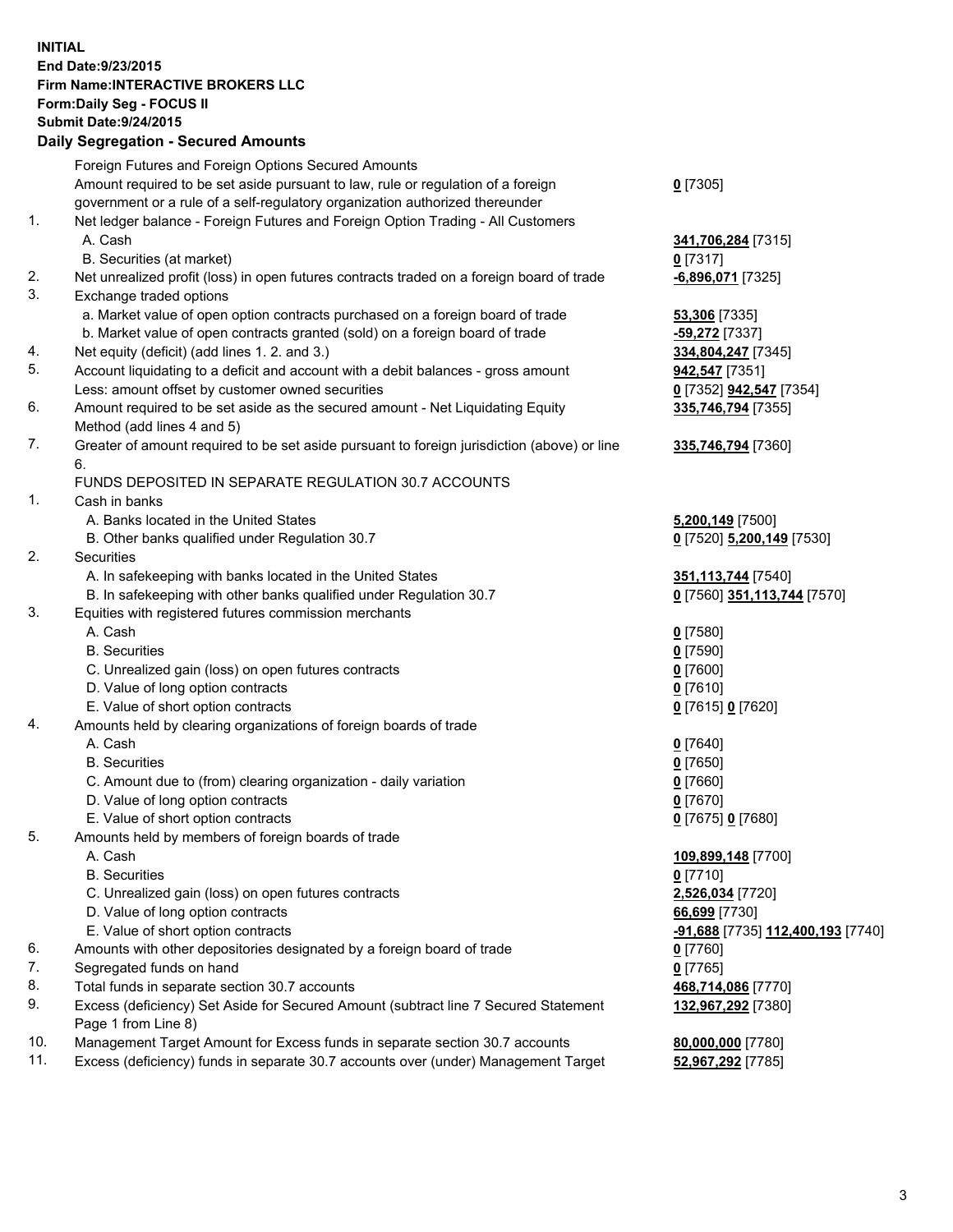**INITIAL**
**End Date:9/23/2015**
**Firm Name:INTERACTIVE BROKERS LLC**
**Form:Daily Seg - FOCUS II**
**Submit Date:9/24/2015**

## Daily Segregation - Secured Amounts

| | | |
|---|---|---|
| | Foreign Futures and Foreign Options Secured Amounts | |
| | Amount required to be set aside pursuant to law, rule or regulation of a foreign government or a rule of a self-regulatory organization authorized thereunder | **0** [7305] |
| 1. | Net ledger balance - Foreign Futures and Foreign Option Trading - All Customers | |
| | A. Cash | **341,706,284** [7315] |
| | B. Securities (at market) | **0** [7317] |
| 2. | Net unrealized profit (loss) in open futures contracts traded on a foreign board of trade | **-6,896,071** [7325] |
| 3. | Exchange traded options | |
| | a. Market value of open option contracts purchased on a foreign board of trade | **53,306** [7335] |
| | b. Market value of open contracts granted (sold) on a foreign board of trade | **-59,272** [7337] |
| 4. | Net equity (deficit) (add lines 1. 2. and 3.) | **334,804,247** [7345] |
| 5. | Account liquidating to a deficit and account with a debit balances - gross amount | **942,547** [7351] |
| | Less: amount offset by customer owned securities | **0** [7352] **942,547** [7354] |
| 6. | Amount required to be set aside as the secured amount - Net Liquidating Equity Method (add lines 4 and 5) | **335,746,794** [7355] |
| 7. | Greater of amount required to be set aside pursuant to foreign jurisdiction (above) or line 6. | **335,746,794** [7360] |
| | FUNDS DEPOSITED IN SEPARATE REGULATION 30.7 ACCOUNTS | |
| 1. | Cash in banks | |
| | A. Banks located in the United States | **5,200,149** [7500] |
| | B. Other banks qualified under Regulation 30.7 | **0** [7520] **5,200,149** [7530] |
| 2. | Securities | |
| | A. In safekeeping with banks located in the United States | **351,113,744** [7540] |
| | B. In safekeeping with other banks qualified under Regulation 30.7 | **0** [7560] **351,113,744** [7570] |
| 3. | Equities with registered futures commission merchants | |
| | A. Cash | **0** [7580] |
| | B. Securities | **0** [7590] |
| | C. Unrealized gain (loss) on open futures contracts | **0** [7600] |
| | D. Value of long option contracts | **0** [7610] |
| | E. Value of short option contracts | **0** [7615] **0** [7620] |
| 4. | Amounts held by clearing organizations of foreign boards of trade | |
| | A. Cash | **0** [7640] |
| | B. Securities | **0** [7650] |
| | C. Amount due to (from) clearing organization - daily variation | **0** [7660] |
| | D. Value of long option contracts | **0** [7670] |
| | E. Value of short option contracts | **0** [7675] **0** [7680] |
| 5. | Amounts held by members of foreign boards of trade | |
| | A. Cash | **109,899,148** [7700] |
| | B. Securities | **0** [7710] |
| | C. Unrealized gain (loss) on open futures contracts | **2,526,034** [7720] |
| | D. Value of long option contracts | **66,699** [7730] |
| | E. Value of short option contracts | **-91,688** [7735] **112,400,193** [7740] |
| 6. | Amounts with other depositories designated by a foreign board of trade | **0** [7760] |
| 7. | Segregated funds on hand | **0** [7765] |
| 8. | Total funds in separate section 30.7 accounts | **468,714,086** [7770] |
| 9. | Excess (deficiency) Set Aside for Secured Amount (subtract line 7 Secured Statement Page 1 from Line 8) | **132,967,292** [7380] |
| 10. | Management Target Amount for Excess funds in separate section 30.7 accounts | **80,000,000** [7780] |
| 11. | Excess (deficiency) funds in separate 30.7 accounts over (under) Management Target | **52,967,292** [7785] |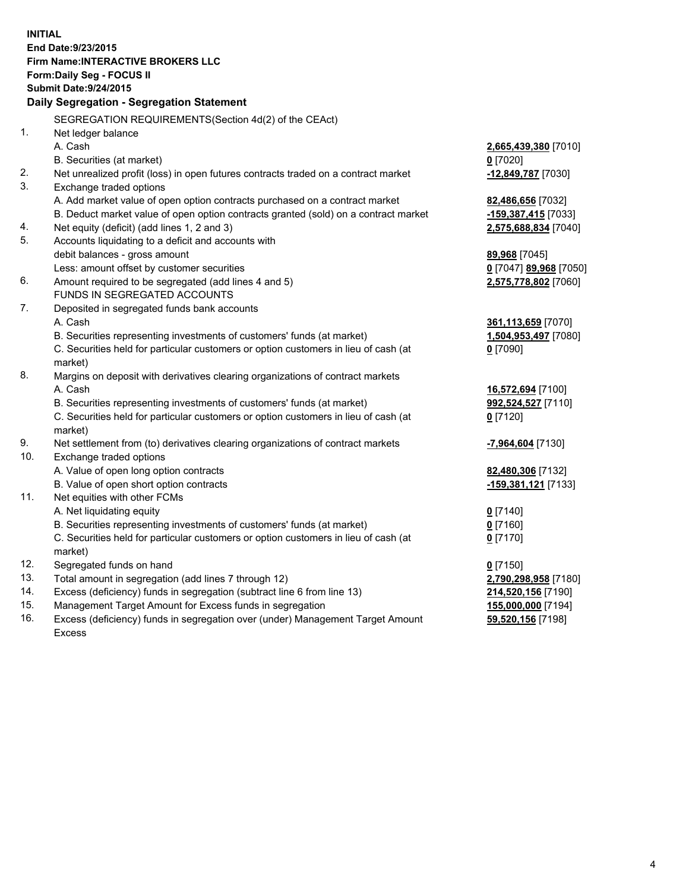**INITIAL**
**End Date:9/23/2015**
**Firm Name:INTERACTIVE BROKERS LLC**
**Form:Daily Seg - FOCUS II**
**Submit Date:9/24/2015**

**Daily Segregation - Segregation Statement**

SEGREGATION REQUIREMENTS(Section 4d(2) of the CEAct)

| | | |
|---|---|---|
| 1. | Net ledger balance | |
| | A. Cash | **2,665,439,380** [7010] |
| | B. Securities (at market) | **0** [7020] |
| 2. | Net unrealized profit (loss) in open futures contracts traded on a contract market | **-12,849,787** [7030] |
| 3. | Exchange traded options | |
| | A. Add market value of open option contracts purchased on a contract market | **82,486,656** [7032] |
| | B. Deduct market value of open option contracts granted (sold) on a contract market | **-159,387,415** [7033] |
| 4. | Net equity (deficit) (add lines 1, 2 and 3) | **2,575,688,834** [7040] |
| 5. | Accounts liquidating to a deficit and accounts with debit balances - gross amount | **89,968** [7045] |
| | Less: amount offset by customer securities | **0** [7047] **89,968** [7050] |
| 6. | Amount required to be segregated (add lines 4 and 5) | **2,575,778,802** [7060] |
| | FUNDS IN SEGREGATED ACCOUNTS | |
| 7. | Deposited in segregated funds bank accounts | |
| | A. Cash | **361,113,659** [7070] |
| | B. Securities representing investments of customers' funds (at market) | **1,504,953,497** [7080] |
| | C. Securities held for particular customers or option customers in lieu of cash (at market) | **0** [7090] |
| 8. | Margins on deposit with derivatives clearing organizations of contract markets | |
| | A. Cash | **16,572,694** [7100] |
| | B. Securities representing investments of customers' funds (at market) | **992,524,527** [7110] |
| | C. Securities held for particular customers or option customers in lieu of cash (at market) | **0** [7120] |
| 9. | Net settlement from (to) derivatives clearing organizations of contract markets | **-7,964,604** [7130] |
| 10. | Exchange traded options | |
| | A. Value of open long option contracts | **82,480,306** [7132] |
| | B. Value of open short option contracts | **-159,381,121** [7133] |
| 11. | Net equities with other FCMs | |
| | A. Net liquidating equity | **0** [7140] |
| | B. Securities representing investments of customers' funds (at market) | **0** [7160] |
| | C. Securities held for particular customers or option customers in lieu of cash (at market) | **0** [7170] |
| 12. | Segregated funds on hand | **0** [7150] |
| 13. | Total amount in segregation (add lines 7 through 12) | **2,790,298,958** [7180] |
| 14. | Excess (deficiency) funds in segregation (subtract line 6 from line 13) | **214,520,156** [7190] |
| 15. | Management Target Amount for Excess funds in segregation | **155,000,000** [7194] |
| 16. | Excess (deficiency) funds in segregation over (under) Management Target Amount Excess | **59,520,156** [7198] |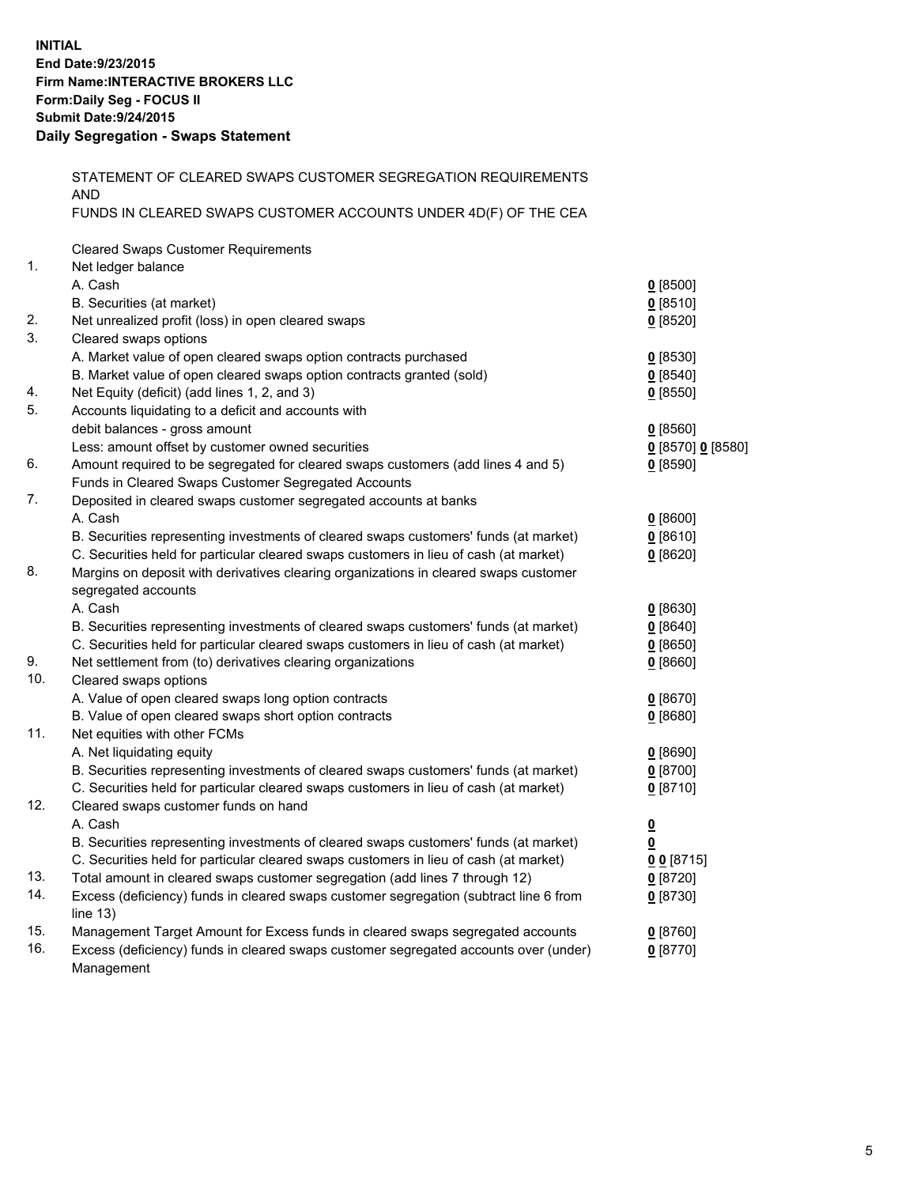**INITIAL**
**End Date:9/23/2015**
**Firm Name:INTERACTIVE BROKERS LLC**
**Form:Daily Seg - FOCUS II**
**Submit Date:9/24/2015**
**Daily Segregation - Swaps Statement**

STATEMENT OF CLEARED SWAPS CUSTOMER SEGREGATION REQUIREMENTS AND FUNDS IN CLEARED SWAPS CUSTOMER ACCOUNTS UNDER 4D(F) OF THE CEA

| | | |
|---|---|---|
| | Cleared Swaps Customer Requirements | |
| 1. | Net ledger balance | |
| | A. Cash | 0 [8500] |
| | B. Securities (at market) | 0 [8510] |
| 2. | Net unrealized profit (loss) in open cleared swaps | 0 [8520] |
| 3. | Cleared swaps options | |
| | A. Market value of open cleared swaps option contracts purchased | 0 [8530] |
| | B. Market value of open cleared swaps option contracts granted (sold) | 0 [8540] |
| 4. | Net Equity (deficit) (add lines 1, 2, and 3) | 0 [8550] |
| 5. | Accounts liquidating to a deficit and accounts with debit balances - gross amount | 0 [8560] |
| | Less: amount offset by customer owned securities | 0 [8570] 0 [8580] |
| 6. | Amount required to be segregated for cleared swaps customers (add lines 4 and 5) | 0 [8590] |
| | Funds in Cleared Swaps Customer Segregated Accounts | |
| 7. | Deposited in cleared swaps customer segregated accounts at banks | |
| | A. Cash | 0 [8600] |
| | B. Securities representing investments of cleared swaps customers' funds (at market) | 0 [8610] |
| | C. Securities held for particular cleared swaps customers in lieu of cash (at market) | 0 [8620] |
| 8. | Margins on deposit with derivatives clearing organizations in cleared swaps customer segregated accounts | |
| | A. Cash | 0 [8630] |
| | B. Securities representing investments of cleared swaps customers' funds (at market) | 0 [8640] |
| | C. Securities held for particular cleared swaps customers in lieu of cash (at market) | 0 [8650] |
| 9. | Net settlement from (to) derivatives clearing organizations | 0 [8660] |
| 10. | Cleared swaps options | |
| | A. Value of open cleared swaps long option contracts | 0 [8670] |
| | B. Value of open cleared swaps short option contracts | 0 [8680] |
| 11. | Net equities with other FCMs | |
| | A. Net liquidating equity | 0 [8690] |
| | B. Securities representing investments of cleared swaps customers' funds (at market) | 0 [8700] |
| | C. Securities held for particular cleared swaps customers in lieu of cash (at market) | 0 [8710] |
| 12. | Cleared swaps customer funds on hand | |
| | A. Cash | 0 |
| | B. Securities representing investments of cleared swaps customers' funds (at market) | 0 |
| | C. Securities held for particular cleared swaps customers in lieu of cash (at market) | 0 0 [8715] |
| 13. | Total amount in cleared swaps customer segregation (add lines 7 through 12) | 0 [8720] |
| 14. | Excess (deficiency) funds in cleared swaps customer segregation (subtract line 6 from line 13) | 0 [8730] |
| 15. | Management Target Amount for Excess funds in cleared swaps segregated accounts | 0 [8760] |
| 16. | Excess (deficiency) funds in cleared swaps customer segregated accounts over (under) Management | 0 [8770] |